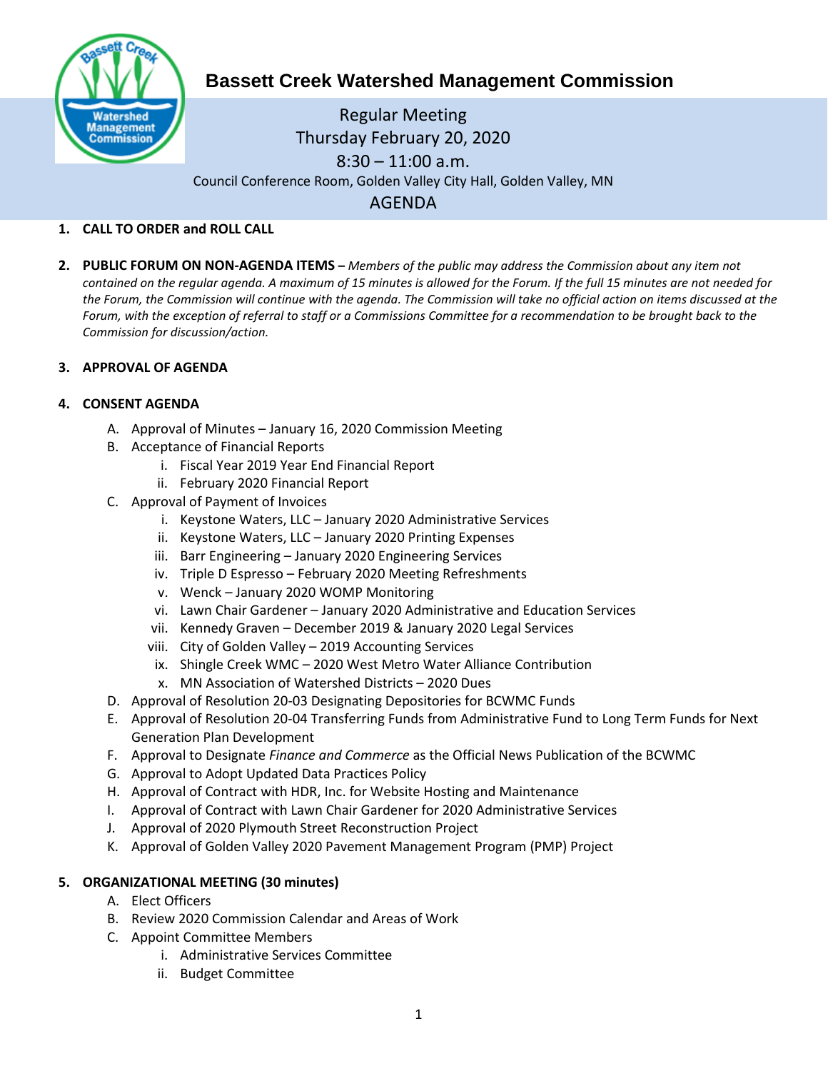# Bassett Creek Watershed Management Commission

Regular Meeting
Thursday February 20, 2020
8:30 – 11:00 a.m.
Council Conference Room, Golden Valley City Hall, Golden Valley, MN

## AGENDA

1. **CALL TO ORDER and ROLL CALL**

2. **PUBLIC FORUM ON NON-AGENDA ITEMS –** *Members of the public may address the Commission about any item not contained on the regular agenda. A maximum of 15 minutes is allowed for the Forum. If the full 15 minutes are not needed for the Forum, the Commission will continue with the agenda. The Commission will take no official action on items discussed at the Forum, with the exception of referral to staff or a Commissions Committee for a recommendation to be brought back to the Commission for discussion/action.*

3. **APPROVAL OF AGENDA**

4. **CONSENT AGENDA**
   - A. Approval of Minutes – January 16, 2020 Commission Meeting
   - B. Acceptance of Financial Reports
     - i. Fiscal Year 2019 Year End Financial Report
     - ii. February 2020 Financial Report
   - C. Approval of Payment of Invoices
     - i. Keystone Waters, LLC – January 2020 Administrative Services
     - ii. Keystone Waters, LLC – January 2020 Printing Expenses
     - iii. Barr Engineering – January 2020 Engineering Services
     - iv. Triple D Espresso – February 2020 Meeting Refreshments
     - v. Wenck – January 2020 WOMP Monitoring
     - vi. Lawn Chair Gardener – January 2020 Administrative and Education Services
     - vii. Kennedy Graven – December 2019 & January 2020 Legal Services
     - viii. City of Golden Valley – 2019 Accounting Services
     - ix. Shingle Creek WMC – 2020 West Metro Water Alliance Contribution
     - x. MN Association of Watershed Districts – 2020 Dues
   - D. Approval of Resolution 20-03 Designating Depositories for BCWMC Funds
   - E. Approval of Resolution 20-04 Transferring Funds from Administrative Fund to Long Term Funds for Next Generation Plan Development
   - F. Approval to Designate *Finance and Commerce* as the Official News Publication of the BCWMC
   - G. Approval to Adopt Updated Data Practices Policy
   - H. Approval of Contract with HDR, Inc. for Website Hosting and Maintenance
   - I. Approval of Contract with Lawn Chair Gardener for 2020 Administrative Services
   - J. Approval of 2020 Plymouth Street Reconstruction Project
   - K. Approval of Golden Valley 2020 Pavement Management Program (PMP) Project

5. **ORGANIZATIONAL MEETING (30 minutes)**
   - A. Elect Officers
   - B. Review 2020 Commission Calendar and Areas of Work
   - C. Appoint Committee Members
     - i. Administrative Services Committee
     - ii. Budget Committee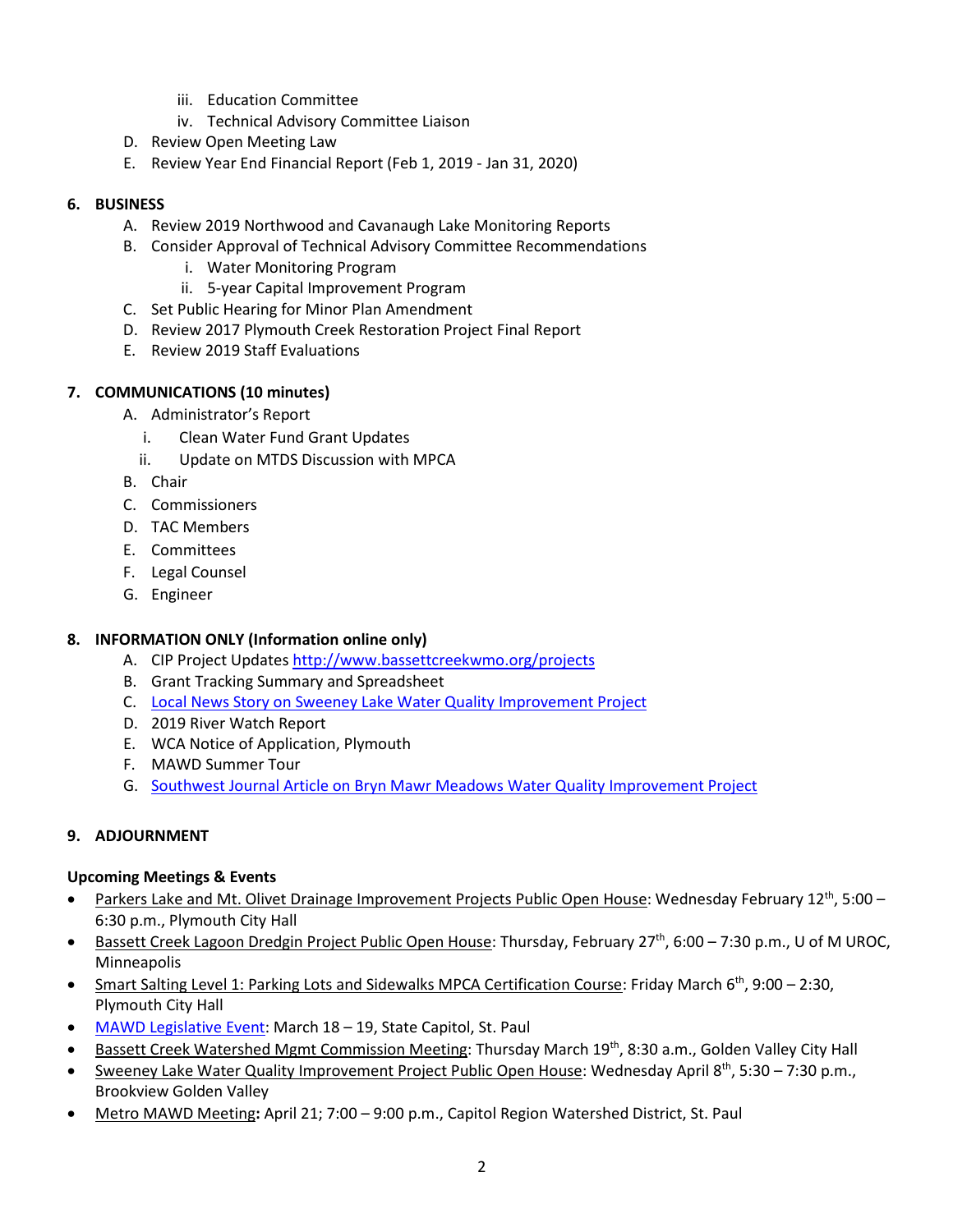- iii. Education Committee
   - iv. Technical Advisory Committee Liaison
- D. Review Open Meeting Law
- E. Review Year End Financial Report (Feb 1, 2019 - Jan 31, 2020)

**6. BUSINESS**

- A. Review 2019 Northwood and Cavanaugh Lake Monitoring Reports
- B. Consider Approval of Technical Advisory Committee Recommendations
   - i. Water Monitoring Program
   - ii. 5-year Capital Improvement Program
- C. Set Public Hearing for Minor Plan Amendment
- D. Review 2017 Plymouth Creek Restoration Project Final Report
- E. Review 2019 Staff Evaluations

**7. COMMUNICATIONS (10 minutes)**

- A. Administrator's Report
   - i. Clean Water Fund Grant Updates
   - ii. Update on MTDS Discussion with MPCA
- B. Chair
- C. Commissioners
- D. TAC Members
- E. Committees
- F. Legal Counsel
- G. Engineer

**8. INFORMATION ONLY (Information online only)**

- A. CIP Project Updates http://www.bassettcreekwmo.org/projects
- B. Grant Tracking Summary and Spreadsheet
- C. Local News Story on Sweeney Lake Water Quality Improvement Project
- D. 2019 River Watch Report
- E. WCA Notice of Application, Plymouth
- F. MAWD Summer Tour
- G. Southwest Journal Article on Bryn Mawr Meadows Water Quality Improvement Project

**9. ADJOURNMENT**

**Upcoming Meetings & Events**

- Parkers Lake and Mt. Olivet Drainage Improvement Projects Public Open House: Wednesday February 12th, 5:00 – 6:30 p.m., Plymouth City Hall
- Bassett Creek Lagoon Dredgin Project Public Open House: Thursday, February 27th, 6:00 – 7:30 p.m., U of M UROC, Minneapolis
- Smart Salting Level 1: Parking Lots and Sidewalks MPCA Certification Course: Friday March 6th, 9:00 – 2:30, Plymouth City Hall
- MAWD Legislative Event: March 18 – 19, State Capitol, St. Paul
- Bassett Creek Watershed Mgmt Commission Meeting: Thursday March 19th, 8:30 a.m., Golden Valley City Hall
- Sweeney Lake Water Quality Improvement Project Public Open House: Wednesday April 8th, 5:30 – 7:30 p.m., Brookview Golden Valley
- Metro MAWD Meeting**:** April 21; 7:00 – 9:00 p.m., Capitol Region Watershed District, St. Paul